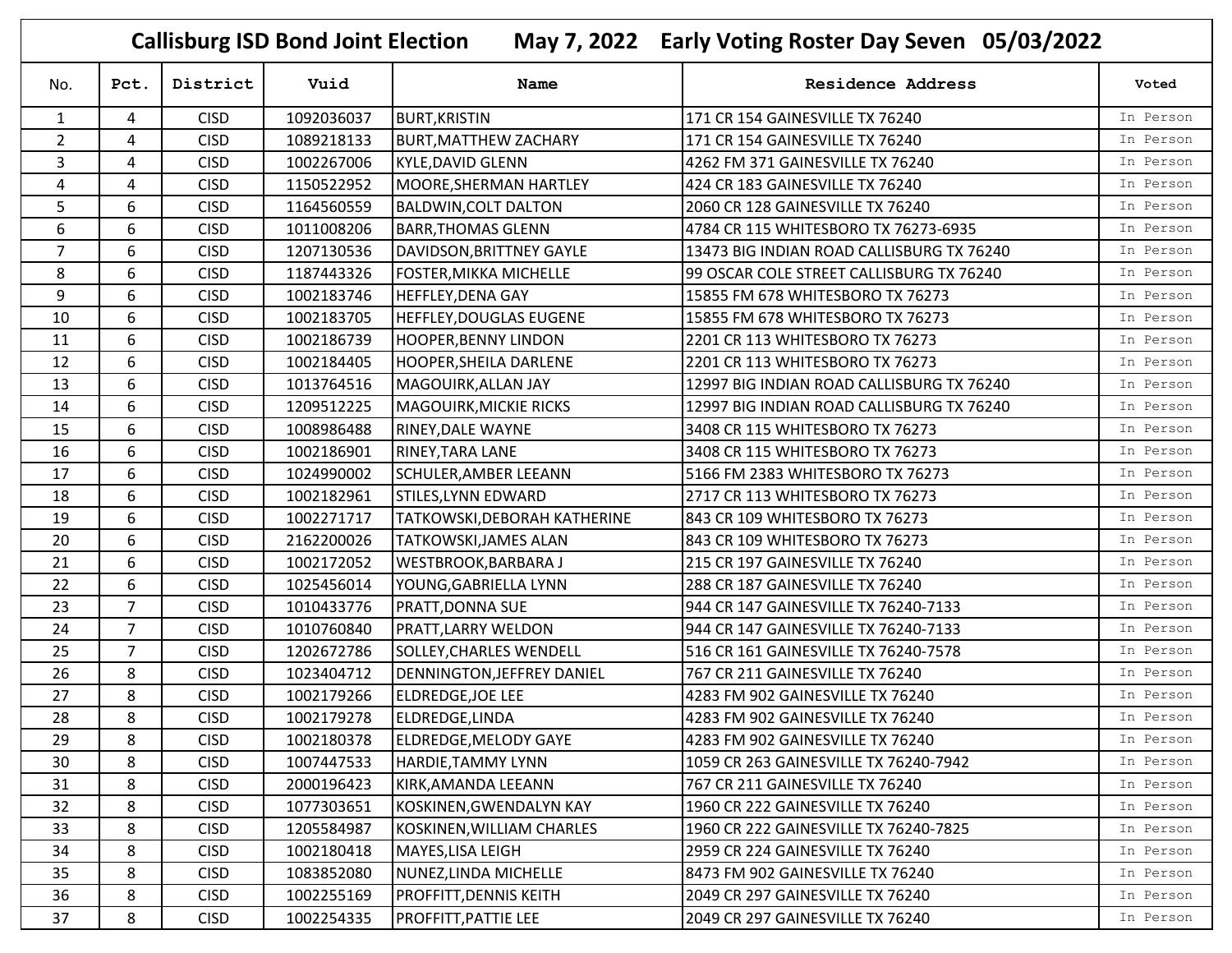# Callisburg ISD Bond Joint Election May 7, 2022 Early Voting Roster Day Seven 05/03/2022

| No. | Pct. | District | Vuid | Name | Residence Address | Voted |
|---|---|---|---|---|---|---|
| 1 | 4 | CISD | 1092036037 | BURT,KRISTIN | 171 CR 154 GAINESVILLE TX 76240 | In Person |
| 2 | 4 | CISD | 1089218133 | BURT,MATTHEW ZACHARY | 171 CR 154 GAINESVILLE TX 76240 | In Person |
| 3 | 4 | CISD | 1002267006 | KYLE,DAVID GLENN | 4262 FM 371 GAINESVILLE TX 76240 | In Person |
| 4 | 4 | CISD | 1150522952 | MOORE,SHERMAN HARTLEY | 424 CR 183 GAINESVILLE TX 76240 | In Person |
| 5 | 6 | CISD | 1164560559 | BALDWIN,COLT DALTON | 2060 CR 128 GAINESVILLE TX 76240 | In Person |
| 6 | 6 | CISD | 1011008206 | BARR,THOMAS GLENN | 4784 CR 115 WHITESBORO TX 76273-6935 | In Person |
| 7 | 6 | CISD | 1207130536 | DAVIDSON,BRITTNEY GAYLE | 13473 BIG INDIAN ROAD CALLISBURG TX 76240 | In Person |
| 8 | 6 | CISD | 1187443326 | FOSTER,MIKKA MICHELLE | 99 OSCAR COLE STREET CALLISBURG TX 76240 | In Person |
| 9 | 6 | CISD | 1002183746 | HEFFLEY,DENA GAY | 15855 FM 678 WHITESBORO TX 76273 | In Person |
| 10 | 6 | CISD | 1002183705 | HEFFLEY,DOUGLAS EUGENE | 15855 FM 678 WHITESBORO TX 76273 | In Person |
| 11 | 6 | CISD | 1002186739 | HOOPER,BENNY LINDON | 2201 CR 113 WHITESBORO TX 76273 | In Person |
| 12 | 6 | CISD | 1002184405 | HOOPER,SHEILA DARLENE | 2201 CR 113 WHITESBORO TX 76273 | In Person |
| 13 | 6 | CISD | 1013764516 | MAGOUIRK,ALLAN JAY | 12997 BIG INDIAN ROAD CALLISBURG TX 76240 | In Person |
| 14 | 6 | CISD | 1209512225 | MAGOUIRK,MICKIE RICKS | 12997 BIG INDIAN ROAD CALLISBURG TX 76240 | In Person |
| 15 | 6 | CISD | 1008986488 | RINEY,DALE WAYNE | 3408 CR 115 WHITESBORO TX 76273 | In Person |
| 16 | 6 | CISD | 1002186901 | RINEY,TARA LANE | 3408 CR 115 WHITESBORO TX 76273 | In Person |
| 17 | 6 | CISD | 1024990002 | SCHULER,AMBER LEEANN | 5166 FM 2383 WHITESBORO TX 76273 | In Person |
| 18 | 6 | CISD | 1002182961 | STILES,LYNN EDWARD | 2717 CR 113 WHITESBORO TX 76273 | In Person |
| 19 | 6 | CISD | 1002271717 | TATKOWSKI,DEBORAH KATHERINE | 843 CR 109 WHITESBORO TX 76273 | In Person |
| 20 | 6 | CISD | 2162200026 | TATKOWSKI,JAMES ALAN | 843 CR 109 WHITESBORO TX 76273 | In Person |
| 21 | 6 | CISD | 1002172052 | WESTBROOK,BARBARA J | 215 CR 197 GAINESVILLE TX 76240 | In Person |
| 22 | 6 | CISD | 1025456014 | YOUNG,GABRIELLA LYNN | 288 CR 187 GAINESVILLE TX 76240 | In Person |
| 23 | 7 | CISD | 1010433776 | PRATT,DONNA SUE | 944 CR 147 GAINESVILLE TX 76240-7133 | In Person |
| 24 | 7 | CISD | 1010760840 | PRATT,LARRY WELDON | 944 CR 147 GAINESVILLE TX 76240-7133 | In Person |
| 25 | 7 | CISD | 1202672786 | SOLLEY,CHARLES WENDELL | 516 CR 161 GAINESVILLE TX 76240-7578 | In Person |
| 26 | 8 | CISD | 1023404712 | DENNINGTON,JEFFREY DANIEL | 767 CR 211 GAINESVILLE TX 76240 | In Person |
| 27 | 8 | CISD | 1002179266 | ELDREDGE,JOE LEE | 4283 FM 902 GAINESVILLE TX 76240 | In Person |
| 28 | 8 | CISD | 1002179278 | ELDREDGE,LINDA | 4283 FM 902 GAINESVILLE TX 76240 | In Person |
| 29 | 8 | CISD | 1002180378 | ELDREDGE,MELODY GAYE | 4283 FM 902 GAINESVILLE TX 76240 | In Person |
| 30 | 8 | CISD | 1007447533 | HARDIE,TAMMY LYNN | 1059 CR 263 GAINESVILLE TX 76240-7942 | In Person |
| 31 | 8 | CISD | 2000196423 | KIRK,AMANDA LEEANN | 767 CR 211 GAINESVILLE TX 76240 | In Person |
| 32 | 8 | CISD | 1077303651 | KOSKINEN,GWENDALYN KAY | 1960 CR 222 GAINESVILLE TX 76240 | In Person |
| 33 | 8 | CISD | 1205584987 | KOSKINEN,WILLIAM CHARLES | 1960 CR 222 GAINESVILLE TX 76240-7825 | In Person |
| 34 | 8 | CISD | 1002180418 | MAYES,LISA LEIGH | 2959 CR 224 GAINESVILLE TX 76240 | In Person |
| 35 | 8 | CISD | 1083852080 | NUNEZ,LINDA MICHELLE | 8473 FM 902 GAINESVILLE TX 76240 | In Person |
| 36 | 8 | CISD | 1002255169 | PROFFITT,DENNIS KEITH | 2049 CR 297 GAINESVILLE TX 76240 | In Person |
| 37 | 8 | CISD | 1002254335 | PROFFITT,PATTIE LEE | 2049 CR 297 GAINESVILLE TX 76240 | In Person |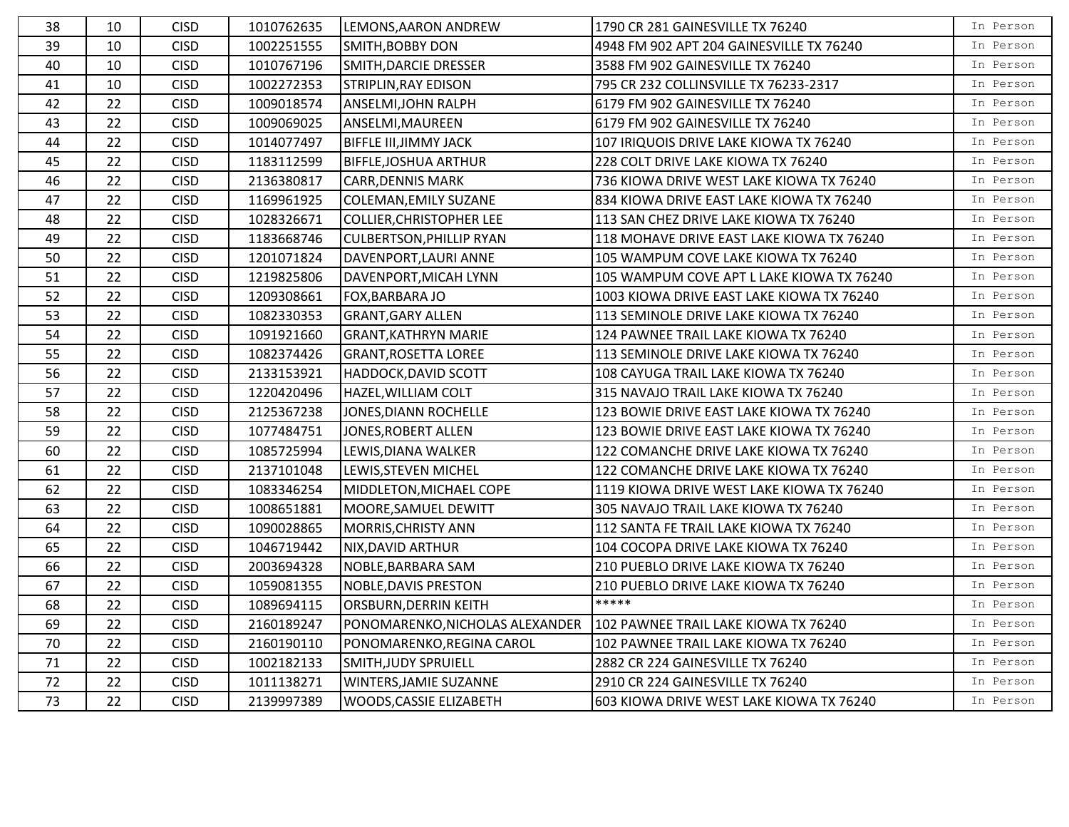| | | | | | | |
|---|---|---|---|---|---|---|
| 38 | 10 | CISD | 1010762635 | LEMONS,AARON ANDREW | 1790 CR 281 GAINESVILLE TX 76240 | In Person |
| 39 | 10 | CISD | 1002251555 | SMITH,BOBBY DON | 4948 FM 902 APT 204 GAINESVILLE TX 76240 | In Person |
| 40 | 10 | CISD | 1010767196 | SMITH,DARCIE DRESSER | 3588 FM 902 GAINESVILLE TX 76240 | In Person |
| 41 | 10 | CISD | 1002272353 | STRIPLIN,RAY EDISON | 795 CR 232 COLLINSVILLE TX 76233-2317 | In Person |
| 42 | 22 | CISD | 1009018574 | ANSELMI,JOHN RALPH | 6179 FM 902 GAINESVILLE TX 76240 | In Person |
| 43 | 22 | CISD | 1009069025 | ANSELMI,MAUREEN | 6179 FM 902 GAINESVILLE TX 76240 | In Person |
| 44 | 22 | CISD | 1014077497 | BIFFLE III,JIMMY JACK | 107 IRIQUOIS DRIVE LAKE KIOWA TX 76240 | In Person |
| 45 | 22 | CISD | 1183112599 | BIFFLE,JOSHUA ARTHUR | 228 COLT DRIVE LAKE KIOWA TX 76240 | In Person |
| 46 | 22 | CISD | 2136380817 | CARR,DENNIS MARK | 736 KIOWA DRIVE WEST LAKE KIOWA TX 76240 | In Person |
| 47 | 22 | CISD | 1169961925 | COLEMAN,EMILY SUZANE | 834 KIOWA DRIVE EAST LAKE KIOWA TX 76240 | In Person |
| 48 | 22 | CISD | 1028326671 | COLLIER,CHRISTOPHER LEE | 113 SAN CHEZ DRIVE LAKE KIOWA TX 76240 | In Person |
| 49 | 22 | CISD | 1183668746 | CULBERTSON,PHILLIP RYAN | 118 MOHAVE DRIVE EAST LAKE KIOWA TX 76240 | In Person |
| 50 | 22 | CISD | 1201071824 | DAVENPORT,LAURI ANNE | 105 WAMPUM COVE LAKE KIOWA TX 76240 | In Person |
| 51 | 22 | CISD | 1219825806 | DAVENPORT,MICAH LYNN | 105 WAMPUM COVE APT L LAKE KIOWA TX 76240 | In Person |
| 52 | 22 | CISD | 1209308661 | FOX,BARBARA JO | 1003 KIOWA DRIVE EAST LAKE KIOWA TX 76240 | In Person |
| 53 | 22 | CISD | 1082330353 | GRANT,GARY ALLEN | 113 SEMINOLE DRIVE LAKE KIOWA TX 76240 | In Person |
| 54 | 22 | CISD | 1091921660 | GRANT,KATHRYN MARIE | 124 PAWNEE TRAIL LAKE KIOWA TX 76240 | In Person |
| 55 | 22 | CISD | 1082374426 | GRANT,ROSETTA LOREE | 113 SEMINOLE DRIVE LAKE KIOWA TX 76240 | In Person |
| 56 | 22 | CISD | 2133153921 | HADDOCK,DAVID SCOTT | 108 CAYUGA TRAIL LAKE KIOWA TX 76240 | In Person |
| 57 | 22 | CISD | 1220420496 | HAZEL,WILLIAM COLT | 315 NAVAJO TRAIL LAKE KIOWA TX 76240 | In Person |
| 58 | 22 | CISD | 2125367238 | JONES,DIANN ROCHELLE | 123 BOWIE DRIVE EAST LAKE KIOWA TX 76240 | In Person |
| 59 | 22 | CISD | 1077484751 | JONES,ROBERT ALLEN | 123 BOWIE DRIVE EAST LAKE KIOWA TX 76240 | In Person |
| 60 | 22 | CISD | 1085725994 | LEWIS,DIANA WALKER | 122 COMANCHE DRIVE LAKE KIOWA TX 76240 | In Person |
| 61 | 22 | CISD | 2137101048 | LEWIS,STEVEN MICHEL | 122 COMANCHE DRIVE LAKE KIOWA TX 76240 | In Person |
| 62 | 22 | CISD | 1083346254 | MIDDLETON,MICHAEL COPE | 1119 KIOWA DRIVE WEST LAKE KIOWA TX 76240 | In Person |
| 63 | 22 | CISD | 1008651881 | MOORE,SAMUEL DEWITT | 305 NAVAJO TRAIL LAKE KIOWA TX 76240 | In Person |
| 64 | 22 | CISD | 1090028865 | MORRIS,CHRISTY ANN | 112 SANTA FE TRAIL LAKE KIOWA TX 76240 | In Person |
| 65 | 22 | CISD | 1046719442 | NIX,DAVID ARTHUR | 104 COCOPA DRIVE LAKE KIOWA TX 76240 | In Person |
| 66 | 22 | CISD | 2003694328 | NOBLE,BARBARA SAM | 210 PUEBLO DRIVE LAKE KIOWA TX 76240 | In Person |
| 67 | 22 | CISD | 1059081355 | NOBLE,DAVIS PRESTON | 210 PUEBLO DRIVE LAKE KIOWA TX 76240 | In Person |
| 68 | 22 | CISD | 1089694115 | ORSBURN,DERRIN KEITH | ***** | In Person |
| 69 | 22 | CISD | 2160189247 | PONOMARENKO,NICHOLAS ALEXANDER | 102 PAWNEE TRAIL LAKE KIOWA TX 76240 | In Person |
| 70 | 22 | CISD | 2160190110 | PONOMARENKO,REGINA CAROL | 102 PAWNEE TRAIL LAKE KIOWA TX 76240 | In Person |
| 71 | 22 | CISD | 1002182133 | SMITH,JUDY SPRUIELL | 2882 CR 224 GAINESVILLE TX 76240 | In Person |
| 72 | 22 | CISD | 1011138271 | WINTERS,JAMIE SUZANNE | 2910 CR 224 GAINESVILLE TX 76240 | In Person |
| 73 | 22 | CISD | 2139997389 | WOODS,CASSIE ELIZABETH | 603 KIOWA DRIVE WEST LAKE KIOWA TX 76240 | In Person |